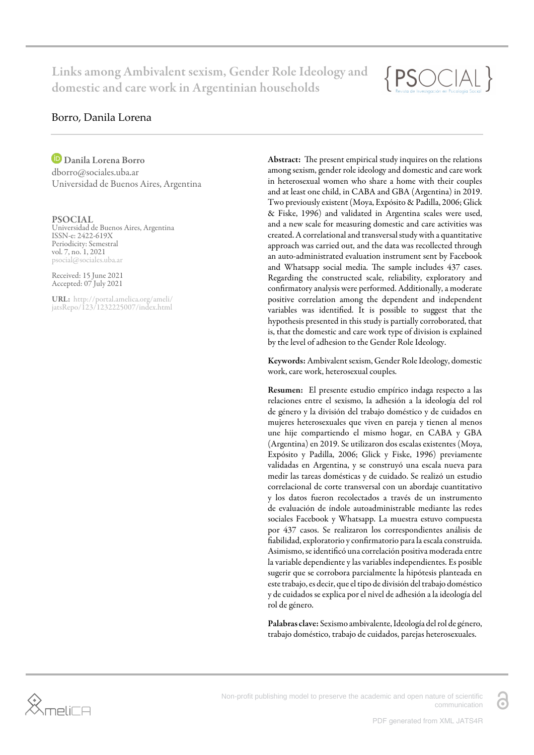# Links among Ambivalent sexism, Gender Role Ideology and domestic and care work in Argentinian households

Borro, Danila Lorena

**Danila Lorena Borro**
dborro@sociales.uba.ar
Universidad de Buenos Aires, Argentina

**PSOCIAL**
Universidad de Buenos Aires, Argentina
ISSN-e: 2422-619X
Periodicity: Semestral
vol. 7, no. 1, 2021
psocial@sociales.uba.ar

Received: 15 June 2021
Accepted: 07 July 2021

**URL:** http://portal.amelica.org/ameli/jatsRepo/123/1232225007/index.html

**Abstract:** The present empirical study inquires on the relations among sexism, gender role ideology and domestic and care work in heterosexual women who share a home with their couples and at least one child, in CABA and GBA (Argentina) in 2019. Two previously existent (Moya, Expósito & Padilla, 2006; Glick & Fiske, 1996) and validated in Argentina scales were used, and a new scale for measuring domestic and care activities was created. A correlational and transversal study with a quantitative approach was carried out, and the data was recollected through an auto-administrated evaluation instrument sent by Facebook and Whatsapp social media. The sample includes 437 cases. Regarding the constructed scale, reliability, exploratory and confirmatory analysis were performed. Additionally, a moderate positive correlation among the dependent and independent variables was identified. It is possible to suggest that the hypothesis presented in this study is partially corroborated, that is, that the domestic and care work type of division is explained by the level of adhesion to the Gender Role Ideology.

**Keywords:** Ambivalent sexism, Gender Role Ideology, domestic work, care work, heterosexual couples.

**Resumen:** El presente estudio empírico indaga respecto a las relaciones entre el sexismo, la adhesión a la ideología del rol de género y la división del trabajo doméstico y de cuidados en mujeres heterosexuales que viven en pareja y tienen al menos une hije compartiendo el mismo hogar, en CABA y GBA (Argentina) en 2019. Se utilizaron dos escalas existentes (Moya, Expósito y Padilla, 2006; Glick y Fiske, 1996) previamente validadas en Argentina, y se construyó una escala nueva para medir las tareas domésticas y de cuidado. Se realizó un estudio correlacional de corte transversal con un abordaje cuantitativo y los datos fueron recolectados a través de un instrumento de evaluación de índole autoadministrable mediante las redes sociales Facebook y Whatsapp. La muestra estuvo compuesta por 437 casos. Se realizaron los correspondientes análisis de fiabilidad, exploratorio y confirmatorio para la escala construida. Asimismo, se identificó una correlación positiva moderada entre la variable dependiente y las variables independientes. Es posible sugerir que se corrobora parcialmente la hipótesis planteada en este trabajo, es decir, que el tipo de división del trabajo doméstico y de cuidados se explica por el nivel de adhesión a la ideología del rol de género.

**Palabras clave:** Sexismo ambivalente, Ideología del rol de género, trabajo doméstico, trabajo de cuidados, parejas heterosexuales.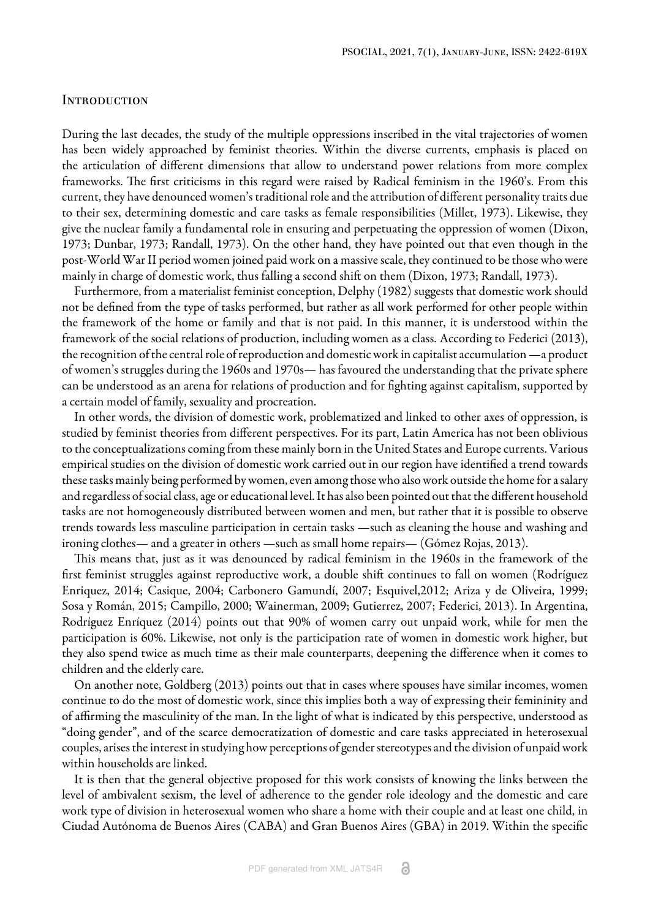## Introduction

During the last decades, the study of the multiple oppressions inscribed in the vital trajectories of women has been widely approached by feminist theories. Within the diverse currents, emphasis is placed on the articulation of different dimensions that allow to understand power relations from more complex frameworks. The first criticisms in this regard were raised by Radical feminism in the 1960's. From this current, they have denounced women's traditional role and the attribution of different personality traits due to their sex, determining domestic and care tasks as female responsibilities (Millet, 1973). Likewise, they give the nuclear family a fundamental role in ensuring and perpetuating the oppression of women (Dixon, 1973; Dunbar, 1973; Randall, 1973). On the other hand, they have pointed out that even though in the post-World War II period women joined paid work on a massive scale, they continued to be those who were mainly in charge of domestic work, thus falling a second shift on them (Dixon, 1973; Randall, 1973).

Furthermore, from a materialist feminist conception, Delphy (1982) suggests that domestic work should not be defined from the type of tasks performed, but rather as all work performed for other people within the framework of the home or family and that is not paid. In this manner, it is understood within the framework of the social relations of production, including women as a class. According to Federici (2013), the recognition of the central role of reproduction and domestic work in capitalist accumulation —a product of women's struggles during the 1960s and 1970s— has favoured the understanding that the private sphere can be understood as an arena for relations of production and for fighting against capitalism, supported by a certain model of family, sexuality and procreation.

In other words, the division of domestic work, problematized and linked to other axes of oppression, is studied by feminist theories from different perspectives. For its part, Latin America has not been oblivious to the conceptualizations coming from these mainly born in the United States and Europe currents. Various empirical studies on the division of domestic work carried out in our region have identified a trend towards these tasks mainly being performed by women, even among those who also work outside the home for a salary and regardless of social class, age or educational level. It has also been pointed out that the different household tasks are not homogeneously distributed between women and men, but rather that it is possible to observe trends towards less masculine participation in certain tasks —such as cleaning the house and washing and ironing clothes— and a greater in others —such as small home repairs— (Gómez Rojas, 2013).

This means that, just as it was denounced by radical feminism in the 1960s in the framework of the first feminist struggles against reproductive work, a double shift continues to fall on women (Rodríguez Enriquez, 2014; Casique, 2004; Carbonero Gamundí, 2007; Esquivel,2012; Ariza y de Oliveira, 1999; Sosa y Román, 2015; Campillo, 2000; Wainerman, 2009; Gutierrez, 2007; Federici, 2013). In Argentina, Rodríguez Enríquez (2014) points out that 90% of women carry out unpaid work, while for men the participation is 60%. Likewise, not only is the participation rate of women in domestic work higher, but they also spend twice as much time as their male counterparts, deepening the difference when it comes to children and the elderly care.

On another note, Goldberg (2013) points out that in cases where spouses have similar incomes, women continue to do the most of domestic work, since this implies both a way of expressing their femininity and of affirming the masculinity of the man. In the light of what is indicated by this perspective, understood as "doing gender", and of the scarce democratization of domestic and care tasks appreciated in heterosexual couples, arises the interest in studying how perceptions of gender stereotypes and the division of unpaid work within households are linked.

It is then that the general objective proposed for this work consists of knowing the links between the level of ambivalent sexism, the level of adherence to the gender role ideology and the domestic and care work type of division in heterosexual women who share a home with their couple and at least one child, in Ciudad Autónoma de Buenos Aires (CABA) and Gran Buenos Aires (GBA) in 2019. Within the specific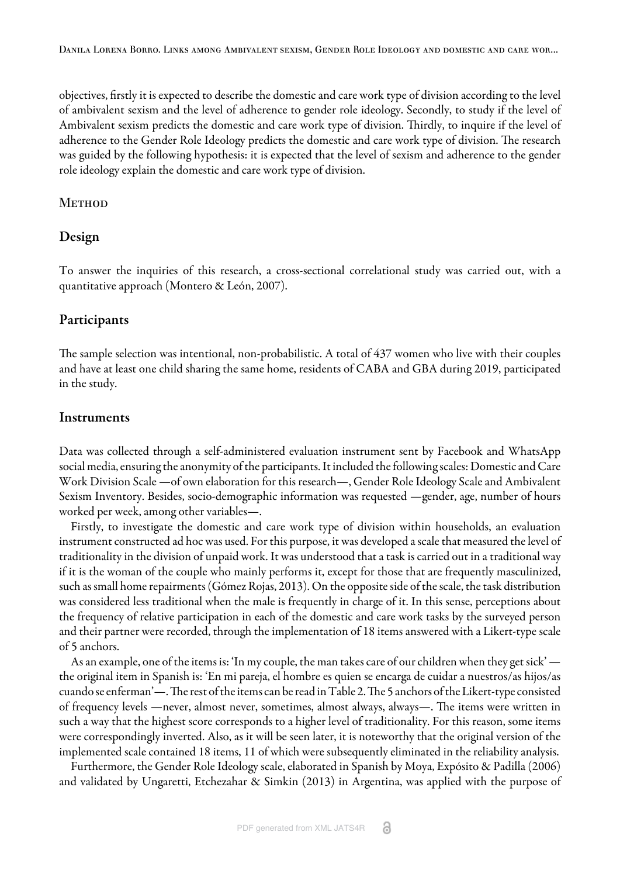objectives, firstly it is expected to describe the domestic and care work type of division according to the level of ambivalent sexism and the level of adherence to gender role ideology. Secondly, to study if the level of Ambivalent sexism predicts the domestic and care work type of division. Thirdly, to inquire if the level of adherence to the Gender Role Ideology predicts the domestic and care work type of division. The research was guided by the following hypothesis: it is expected that the level of sexism and adherence to the gender role ideology explain the domestic and care work type of division.

## Method

### Design

To answer the inquiries of this research, a cross-sectional correlational study was carried out, with a quantitative approach (Montero & León, 2007).

### Participants

The sample selection was intentional, non-probabilistic. A total of 437 women who live with their couples and have at least one child sharing the same home, residents of CABA and GBA during 2019, participated in the study.

### Instruments

Data was collected through a self-administered evaluation instrument sent by Facebook and WhatsApp social media, ensuring the anonymity of the participants. It included the following scales: Domestic and Care Work Division Scale —of own elaboration for this research—, Gender Role Ideology Scale and Ambivalent Sexism Inventory. Besides, socio-demographic information was requested —gender, age, number of hours worked per week, among other variables—.

Firstly, to investigate the domestic and care work type of division within households, an evaluation instrument constructed ad hoc was used. For this purpose, it was developed a scale that measured the level of traditionality in the division of unpaid work. It was understood that a task is carried out in a traditional way if it is the woman of the couple who mainly performs it, except for those that are frequently masculinized, such as small home repairments (Gómez Rojas, 2013). On the opposite side of the scale, the task distribution was considered less traditional when the male is frequently in charge of it. In this sense, perceptions about the frequency of relative participation in each of the domestic and care work tasks by the surveyed person and their partner were recorded, through the implementation of 18 items answered with a Likert-type scale of 5 anchors.

As an example, one of the items is: 'In my couple, the man takes care of our children when they get sick' —the original item in Spanish is: 'En mi pareja, el hombre es quien se encarga de cuidar a nuestros/as hijos/as cuando se enferman'—. The rest of the items can be read in Table 2. The 5 anchors of the Likert-type consisted of frequency levels —never, almost never, sometimes, almost always, always—. The items were written in such a way that the highest score corresponds to a higher level of traditionality. For this reason, some items were correspondingly inverted. Also, as it will be seen later, it is noteworthy that the original version of the implemented scale contained 18 items, 11 of which were subsequently eliminated in the reliability analysis.

Furthermore, the Gender Role Ideology scale, elaborated in Spanish by Moya, Expósito & Padilla (2006) and validated by Ungaretti, Etchezahar & Simkin (2013) in Argentina, was applied with the purpose of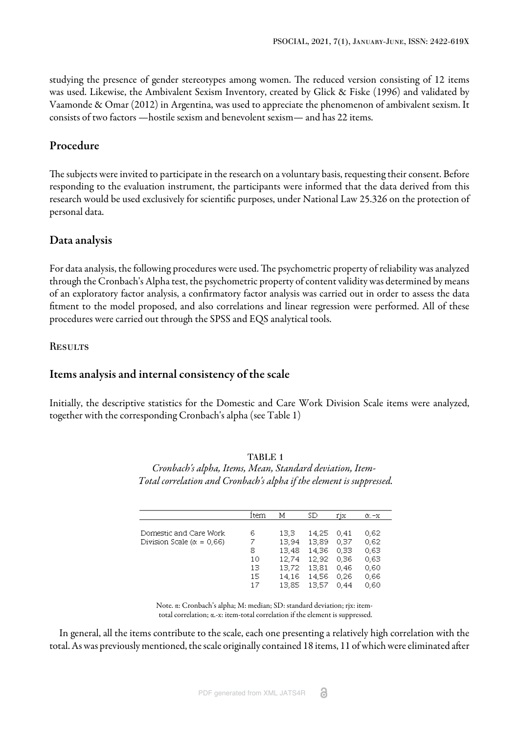studying the presence of gender stereotypes among women. The reduced version consisting of 12 items was used. Likewise, the Ambivalent Sexism Inventory, created by Glick & Fiske (1996) and validated by Vaamonde & Omar (2012) in Argentina, was used to appreciate the phenomenon of ambivalent sexism. It consists of two factors —hostile sexism and benevolent sexism— and has 22 items.

## Procedure

The subjects were invited to participate in the research on a voluntary basis, requesting their consent. Before responding to the evaluation instrument, the participants were informed that the data derived from this research would be used exclusively for scientific purposes, under National Law 25.326 on the protection of personal data.

## Data analysis

For data analysis, the following procedures were used. The psychometric property of reliability was analyzed through the Cronbach's Alpha test, the psychometric property of content validity was determined by means of an exploratory factor analysis, a confirmatory factor analysis was carried out in order to assess the data fitment to the model proposed, and also correlations and linear regression were performed. All of these procedures were carried out through the SPSS and EQS analytical tools.

# Results

## Items analysis and internal consistency of the scale

Initially, the descriptive statistics for the Domestic and Care Work Division Scale items were analyzed, together with the corresponding Cronbach's alpha (see Table 1)

TABLE 1

*Cronbach's alpha, Items, Mean, Standard deviation, Item-Total correlation and Cronbach's alpha if the element is suppressed.*

| | Ítem | M | SD | rjx | α.-x |
|---|---|---|---|---|---|
| Domestic and Care Work Division Scale (α = 0,66) | 6 | 13,3 | 14,25 | 0,41 | 0,62 |
| | 7 | 13,94 | 13,89 | 0,37 | 0,62 |
| | 8 | 13,48 | 14,36 | 0,33 | 0,63 |
| | 10 | 12,74 | 12,92 | 0,36 | 0,63 |
| | 13 | 13,72 | 13,81 | 0,46 | 0,60 |
| | 15 | 14,16 | 14,56 | 0,26 | 0,66 |
| | 17 | 13,85 | 13,57 | 0,44 | 0,60 |

Note. α: Cronbach's alpha; M: median; SD: standard deviation; rjx: item-total correlation; α.-x: item-total correlation if the element is suppressed.

In general, all the items contribute to the scale, each one presenting a relatively high correlation with the total. As was previously mentioned, the scale originally contained 18 items, 11 of which were eliminated after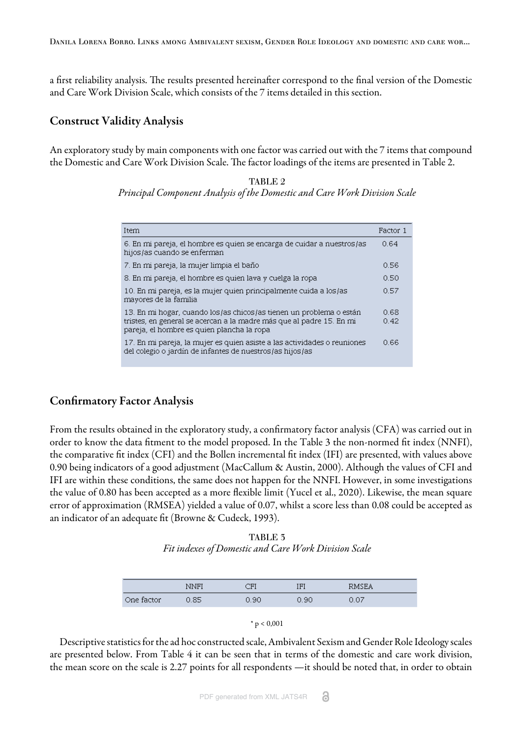a first reliability analysis. The results presented hereinafter correspond to the final version of the Domestic and Care Work Division Scale, which consists of the 7 items detailed in this section.

## Construct Validity Analysis

An exploratory study by main components with one factor was carried out with the 7 items that compound the Domestic and Care Work Division Scale. The factor loadings of the items are presented in Table 2.

TABLE 2
*Principal Component Analysis of the Domestic and Care Work Division Scale*

| Item | Factor 1 |
|---|---|
| 6. En mi pareja, el hombre es quien se encarga de cuidar a nuestros/as hijos/as cuando se enferman | 0.64 |
| 7. En mi pareja, la mujer limpia el baño | 0.56 |
| 8. En mi pareja, el hombre es quien lava y cuelga la ropa | 0.50 |
| 10. En mi pareja, es la mujer quien principalmente cuida a los/as mayores de la familia | 0.57 |
| 13. En mi hogar, cuando los/as chicos/as tienen un problema o están tristes, en general se acercan a la madre más que al padre 15. En mi pareja, el hombre es quien plancha la ropa | 0.68 0.42 |
| 17. En mi pareja, la mujer es quien asiste a las actividades o reuniones del colegio o jardín de infantes de nuestros/as hijos/as | 0.66 |

## Confirmatory Factor Analysis

From the results obtained in the exploratory study, a confirmatory factor analysis (CFA) was carried out in order to know the data fitment to the model proposed. In the Table 3 the non-normed fit index (NNFI), the comparative fit index (CFI) and the Bollen incremental fit index (IFI) are presented, with values above 0.90 being indicators of a good adjustment (MacCallum & Austin, 2000). Although the values of CFI and IFI are within these conditions, the same does not happen for the NNFI. However, in some investigations the value of 0.80 has been accepted as a more flexible limit (Yucel et al., 2020). Likewise, the mean square error of approximation (RMSEA) yielded a value of 0.07, whilst a score less than 0.08 could be accepted as an indicator of an adequate fit (Browne & Cudeck, 1993).

TABLE 3
*Fit indexes of Domestic and Care Work Division Scale*

| | NNFI | CFI | IFI | RMSEA |
|---|---|---|---|---|
| One factor | 0.85 | 0.90 | 0.90 | 0.07 |

* $p < 0,001$

Descriptive statistics for the ad hoc constructed scale, Ambivalent Sexism and Gender Role Ideology scales are presented below. From Table 4 it can be seen that in terms of the domestic and care work division, the mean score on the scale is 2.27 points for all respondents —it should be noted that, in order to obtain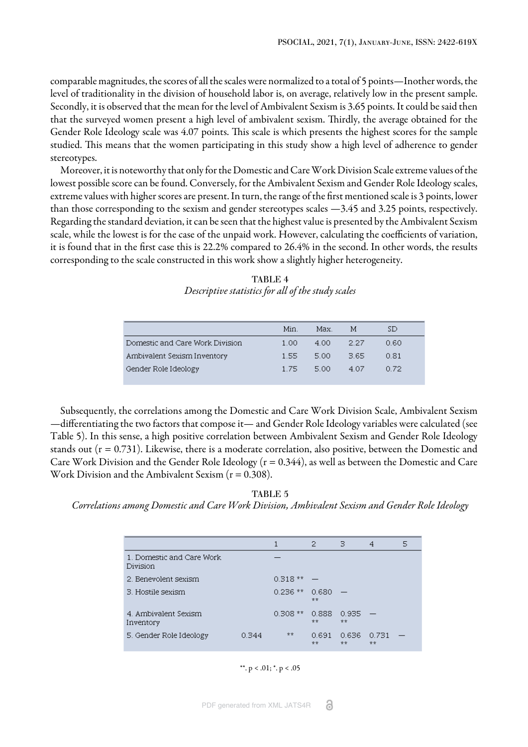comparable magnitudes, the scores of all the scales were normalized to a total of 5 points—Inother words, the level of traditionality in the division of household labor is, on average, relatively low in the present sample. Secondly, it is observed that the mean for the level of Ambivalent Sexism is 3.65 points. It could be said then that the surveyed women present a high level of ambivalent sexism. Thirdly, the average obtained for the Gender Role Ideology scale was 4.07 points. This scale is which presents the highest scores for the sample studied. This means that the women participating in this study show a high level of adherence to gender stereotypes.

Moreover, it is noteworthy that only for the Domestic and Care Work Division Scale extreme values of the lowest possible score can be found. Conversely, for the Ambivalent Sexism and Gender Role Ideology scales, extreme values with higher scores are present. In turn, the range of the first mentioned scale is 3 points, lower than those corresponding to the sexism and gender stereotypes scales —3.45 and 3.25 points, respectively. Regarding the standard deviation, it can be seen that the highest value is presented by the Ambivalent Sexism scale, while the lowest is for the case of the unpaid work. However, calculating the coefficients of variation, it is found that in the first case this is 22.2% compared to 26.4% in the second. In other words, the results corresponding to the scale constructed in this work show a slightly higher heterogeneity.

TABLE 4
*Descriptive statistics for all of the study scales*

| | Min. | Max. | M | SD |
|---|---|---|---|---|
| Domestic and Care Work Division | 1.00 | 4.00 | 2.27 | 0.60 |
| Ambivalent Sexism Inventory | 1.55 | 5.00 | 3.65 | 0.81 |
| Gender Role Ideology | 1.75 | 5.00 | 4.07 | 0.72 |

Subsequently, the correlations among the Domestic and Care Work Division Scale, Ambivalent Sexism —differentiating the two factors that compose it— and Gender Role Ideology variables were calculated (see Table 5). In this sense, a high positive correlation between Ambivalent Sexism and Gender Role Ideology stands out ($r = 0.731$). Likewise, there is a moderate correlation, also positive, between the Domestic and Care Work Division and the Gender Role Ideology ($r = 0.344$), as well as between the Domestic and Care Work Division and the Ambivalent Sexism ($r = 0.308$).

TABLE 5
*Correlations among Domestic and Care Work Division, Ambivalent Sexism and Gender Role Ideology*

| | 1 | 2 | 3 | 4 | 5 |
|---|---|---|---|---|---|
| 1. Domestic and Care Work Division | — | | | | |
| 2. Benevolent sexism | 0.318 ** | — | | | |
| 3. Hostile sexism | 0.236 ** | 0.680 ** | — | | |
| 4. Ambivalent Sexism Inventory | 0.308 ** | 0.888 ** | 0.935 ** | — | |
| 5. Gender Role Ideology | 0.344 ** | 0.691 ** | 0.636 ** | 0.731 ** | — |

**. $p < .01$; *. $p < .05$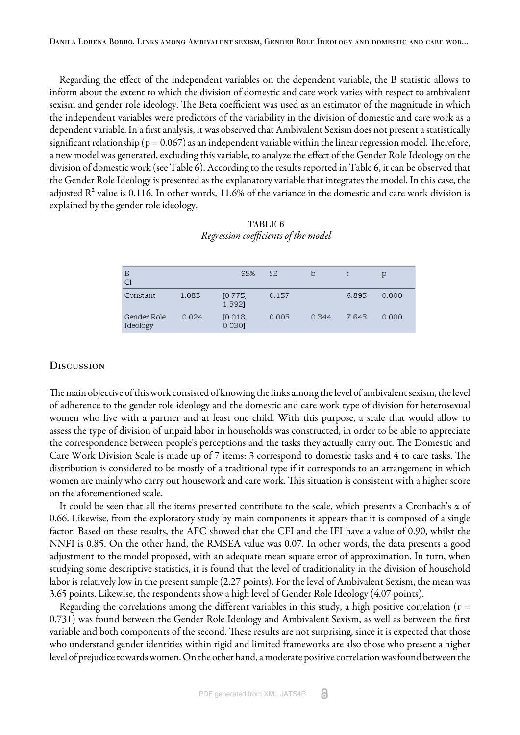Regarding the effect of the independent variables on the dependent variable, the B statistic allows to inform about the extent to which the division of domestic and care work varies with respect to ambivalent sexism and gender role ideology. The Beta coefficient was used as an estimator of the magnitude in which the independent variables were predictors of the variability in the division of domestic and care work as a dependent variable. In a first analysis, it was observed that Ambivalent Sexism does not present a statistically significant relationship ($p = 0.067$) as an independent variable within the linear regression model. Therefore, a new model was generated, excluding this variable, to analyze the effect of the Gender Role Ideology on the division of domestic work (see Table 6). According to the results reported in Table 6, it can be observed that the Gender Role Ideology is presented as the explanatory variable that integrates the model. In this case, the adjusted $R^2$ value is 0.116. In other words, 11.6% of the variance in the domestic and care work division is explained by the gender role ideology.

TABLE 6
*Regression coefficients of the model*

| B CI | | 95% | SE | b | t | p |
|---|---|---|---|---|---|---|
| Constant | 1.083 | [0.775, 1.392] | 0.157 | | 6.895 | 0.000 |
| Gender Role Ideology | 0.024 | [0.018, 0.030] | 0.003 | 0.344 | 7.643 | 0.000 |

## Discussion

The main objective of this work consisted of knowing the links among the level of ambivalent sexism, the level of adherence to the gender role ideology and the domestic and care work type of division for heterosexual women who live with a partner and at least one child. With this purpose, a scale that would allow to assess the type of division of unpaid labor in households was constructed, in order to be able to appreciate the correspondence between people's perceptions and the tasks they actually carry out. The Domestic and Care Work Division Scale is made up of 7 items: 3 correspond to domestic tasks and 4 to care tasks. The distribution is considered to be mostly of a traditional type if it corresponds to an arrangement in which women are mainly who carry out housework and care work. This situation is consistent with a higher score on the aforementioned scale.

It could be seen that all the items presented contribute to the scale, which presents a Cronbach's $\alpha$ of 0.66. Likewise, from the exploratory study by main components it appears that it is composed of a single factor. Based on these results, the AFC showed that the CFI and the IFI have a value of 0.90, whilst the NNFI is 0.85. On the other hand, the RMSEA value was 0.07. In other words, the data presents a good adjustment to the model proposed, with an adequate mean square error of approximation. In turn, when studying some descriptive statistics, it is found that the level of traditionality in the division of household labor is relatively low in the present sample (2.27 points). For the level of Ambivalent Sexism, the mean was 3.65 points. Likewise, the respondents show a high level of Gender Role Ideology (4.07 points).

Regarding the correlations among the different variables in this study, a high positive correlation ($r = 0.731$) was found between the Gender Role Ideology and Ambivalent Sexism, as well as between the first variable and both components of the second. These results are not surprising, since it is expected that those who understand gender identities within rigid and limited frameworks are also those who present a higher level of prejudice towards women. On the other hand, a moderate positive correlation was found between the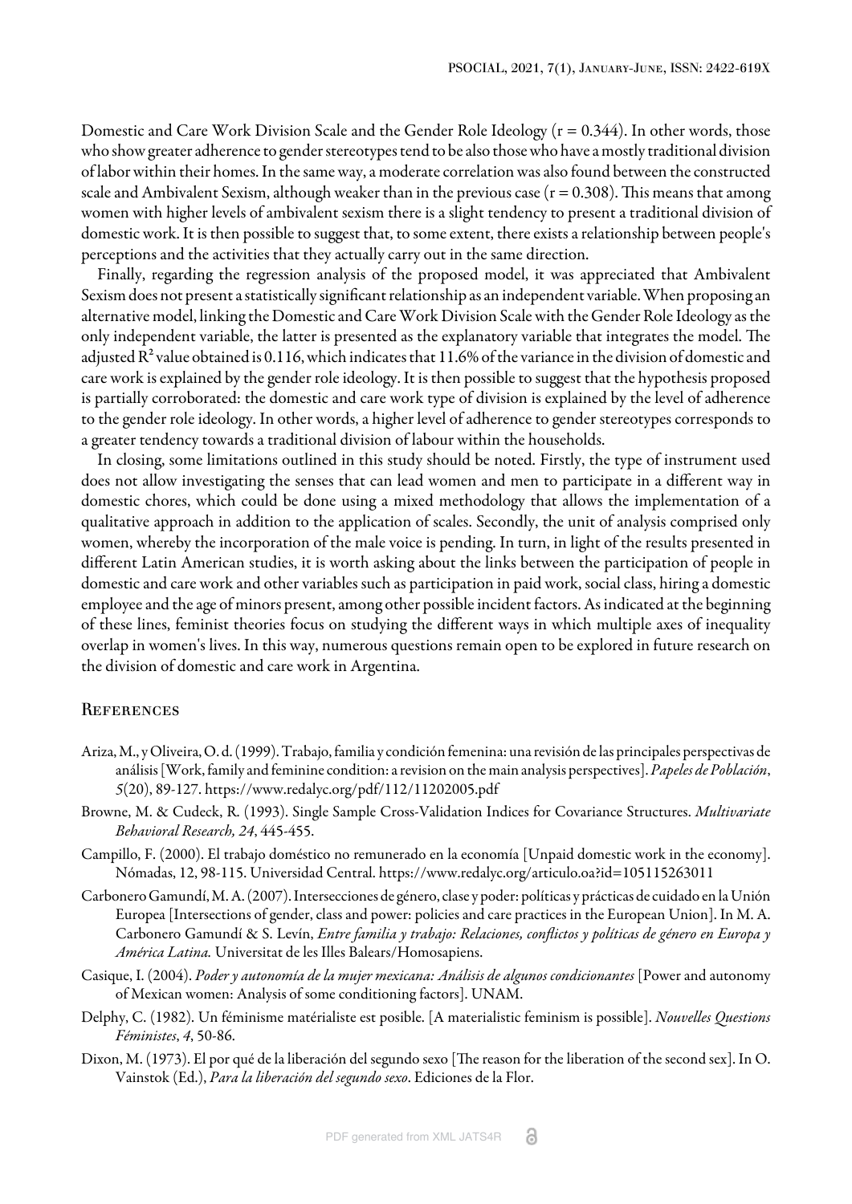Domestic and Care Work Division Scale and the Gender Role Ideology ($r = 0.344$). In other words, those who show greater adherence to gender stereotypes tend to be also those who have a mostly traditional division of labor within their homes. In the same way, a moderate correlation was also found between the constructed scale and Ambivalent Sexism, although weaker than in the previous case ($r = 0.308$). This means that among women with higher levels of ambivalent sexism there is a slight tendency to present a traditional division of domestic work. It is then possible to suggest that, to some extent, there exists a relationship between people's perceptions and the activities that they actually carry out in the same direction.

Finally, regarding the regression analysis of the proposed model, it was appreciated that Ambivalent Sexism does not present a statistically significant relationship as an independent variable. When proposing an alternative model, linking the Domestic and Care Work Division Scale with the Gender Role Ideology as the only independent variable, the latter is presented as the explanatory variable that integrates the model. The adjusted $R^2$ value obtained is 0.116, which indicates that 11.6% of the variance in the division of domestic and care work is explained by the gender role ideology. It is then possible to suggest that the hypothesis proposed is partially corroborated: the domestic and care work type of division is explained by the level of adherence to the gender role ideology. In other words, a higher level of adherence to gender stereotypes corresponds to a greater tendency towards a traditional division of labour within the households.

In closing, some limitations outlined in this study should be noted. Firstly, the type of instrument used does not allow investigating the senses that can lead women and men to participate in a different way in domestic chores, which could be done using a mixed methodology that allows the implementation of a qualitative approach in addition to the application of scales. Secondly, the unit of analysis comprised only women, whereby the incorporation of the male voice is pending. In turn, in light of the results presented in different Latin American studies, it is worth asking about the links between the participation of people in domestic and care work and other variables such as participation in paid work, social class, hiring a domestic employee and the age of minors present, among other possible incident factors. As indicated at the beginning of these lines, feminist theories focus on studying the different ways in which multiple axes of inequality overlap in women's lives. In this way, numerous questions remain open to be explored in future research on the division of domestic and care work in Argentina.

## References

Ariza, M., y Oliveira, O. d. (1999). Trabajo, familia y condición femenina: una revisión de las principales perspectivas de análisis [Work, family and feminine condition: a revision on the main analysis perspectives]. *Papeles de Población*, *5*(20), 89-127. https://www.redalyc.org/pdf/112/11202005.pdf

Browne, M. & Cudeck, R. (1993). Single Sample Cross-Validation Indices for Covariance Structures. *Multivariate Behavioral Research, 24*, 445-455.

Campillo, F. (2000). El trabajo doméstico no remunerado en la economía [Unpaid domestic work in the economy]. Nómadas, 12, 98-115. Universidad Central. https://www.redalyc.org/articulo.oa?id=105115263011

Carbonero Gamundí, M. A. (2007). Intersecciones de género, clase y poder: políticas y prácticas de cuidado en la Unión Europea [Intersections of gender, class and power: policies and care practices in the European Union]. In M. A. Carbonero Gamundí & S. Levín, *Entre familia y trabajo: Relaciones, conflictos y políticas de género en Europa y América Latina.* Universitat de les Illes Balears/Homosapiens.

Casique, I. (2004). *Poder y autonomía de la mujer mexicana: Análisis de algunos condicionantes* [Power and autonomy of Mexican women: Analysis of some conditioning factors]. UNAM.

Delphy, C. (1982). Un féminisme matérialiste est posible. [A materialistic feminism is possible]. *Nouvelles Questions Féministes*, *4*, 50-86.

Dixon, M. (1973). El por qué de la liberación del segundo sexo [The reason for the liberation of the second sex]. In O. Vainstok (Ed.), *Para la liberación del segundo sexo*. Ediciones de la Flor.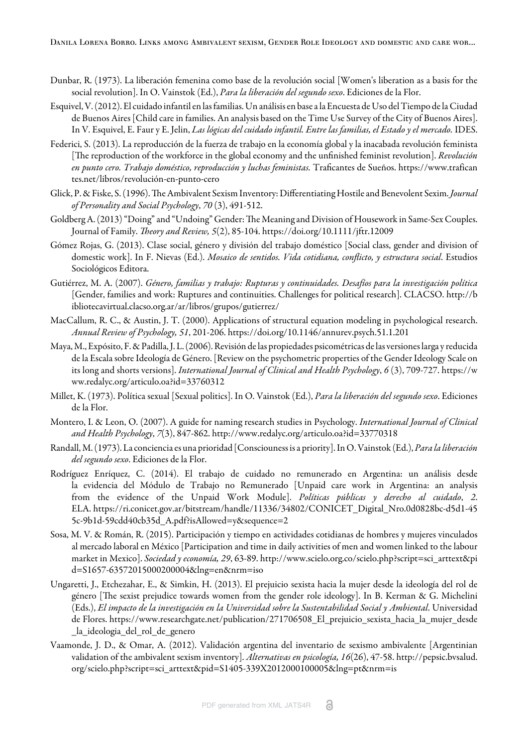Dunbar, R. (1973). La liberación femenina como base de la revolución social [Women's liberation as a basis for the social revolution]. In O. Vainstok (Ed.), *Para la liberación del segundo sexo*. Ediciones de la Flor.

Esquivel, V. (2012). El cuidado infantil en las familias. Un análisis en base a la Encuesta de Uso del Tiempo de la Ciudad de Buenos Aires [Child care in families. An analysis based on the Time Use Survey of the City of Buenos Aires]. In V. Esquivel, E. Faur y E. Jelin, *Las lógicas del cuidado infantil. Entre las familias, el Estado y el mercado.* IDES.

Federici, S. (2013). La reproducción de la fuerza de trabajo en la economía global y la inacabada revolución feminista [The reproduction of the workforce in the global economy and the unfinished feminist revolution]. *Revolución en punto cero. Trabajo doméstico, reproducción y luchas feministas.* Traficantes de Sueños. https://www.traficantes.net/libros/revolución-en-punto-cero

Glick, P. & Fiske, S. (1996). The Ambivalent Sexism Inventory: Differentiating Hostile and Benevolent Sexim. *Journal of Personality and Social Psychology*, *70* (3), 491-512.

Goldberg A. (2013) "Doing" and "Undoing" Gender: The Meaning and Division of Housework in Same-Sex Couples. Journal of Family. *Theory and Review, 5*(2), 85-104. https://doi.org/10.1111/jftr.12009

Gómez Rojas, G. (2013). Clase social, género y división del trabajo doméstico [Social class, gender and division of domestic work]. In F. Nievas (Ed.). *Mosaico de sentidos. Vida cotidiana, conflicto, y estructura social*. Estudios Sociológicos Editora.

Gutiérrez, M. A. (2007). *Género, familias y trabajo: Rupturas y continuidades. Desafíos para la investigación política* [Gender, families and work: Ruptures and continuities. Challenges for political research]. CLACSO. http://bibliotecavirtual.clacso.org.ar/ar/libros/grupos/gutierrez/

MacCallum, R. C., & Austin, J. T. (2000). Applications of structural equation modeling in psychological research. *Annual Review of Psychology, 51*, 201-206. https://doi.org/10.1146/annurev.psych.51.1.201

Maya, M., Expósito, F. & Padilla, J. L. (2006). Revisión de las propiedades psicométricas de las versiones larga y reducida de la Escala sobre Ideología de Género. [Review on the psychometric properties of the Gender Ideology Scale on its long and shorts versions]. *International Journal of Clinical and Health Psychology*, *6* (3), 709-727. https://www.redalyc.org/articulo.oa?id=33760312

Millet, K. (1973). Política sexual [Sexual politics]. In O. Vainstok (Ed.), *Para la liberación del segundo sexo*. Ediciones de la Flor.

Montero, I. & Leon, O. (2007). A guide for naming research studies in Psychology. *International Journal of Clinical and Health Psychology*, *7*(3), 847-862. http://www.redalyc.org/articulo.oa?id=33770318

Randall, M. (1973). La conciencia es una prioridad [Consciousness is a priority]. In O. Vainstok (Ed.), *Para la liberación del segundo sexo*. Ediciones de la Flor.

Rodríguez Enríquez, C. (2014). El trabajo de cuidado no remunerado en Argentina: un análisis desde la evidencia del Módulo de Trabajo no Remunerado [Unpaid care work in Argentina: an analysis from the evidence of the Unpaid Work Module]. *Políticas públicas y derecho al cuidado*, *2*. ELA. https://ri.conicet.gov.ar/bitstream/handle/11336/34802/CONICET_Digital_Nro.0d0828bc-d5d1-455c-9b1d-59cdd40cb35d_A.pdf?isAllowed=y&sequence=2

Sosa, M. V. & Román, R. (2015). Participación y tiempo en actividades cotidianas de hombres y mujeres vinculados al mercado laboral en México [Participation and time in daily activities of men and women linked to the labour market in Mexico]. *Sociedad y economía, 29*, 63-89. http://www.scielo.org.co/scielo.php?script=sci_arttext&pid=S1657-63572015000200004&lng=en&nrm=iso

Ungaretti, J., Etchezahar, E., & Simkin, H. (2013). El prejuicio sexista hacia la mujer desde la ideología del rol de género [The sexist prejudice towards women from the gender role ideology]. In B. Kerman & G. Michelini (Eds.), *El impacto de la investigación en la Universidad sobre la Sustentabilidad Social y Ambiental*. Universidad de Flores. https://www.researchgate.net/publication/271706508_El_prejuicio_sexista_hacia_la_mujer_desde_la_ideologia_del_rol_de_genero

Vaamonde, J. D., & Omar, A. (2012). Validación argentina del inventario de sexismo ambivalente [Argentinian validation of the ambivalent sexism inventory]. *Alternativas en psicología, 16*(26), 47-58. http://pepsic.bvsalud.org/scielo.php?script=sci_arttext&pid=S1405-339X2012000100005&lng=pt&nrm=is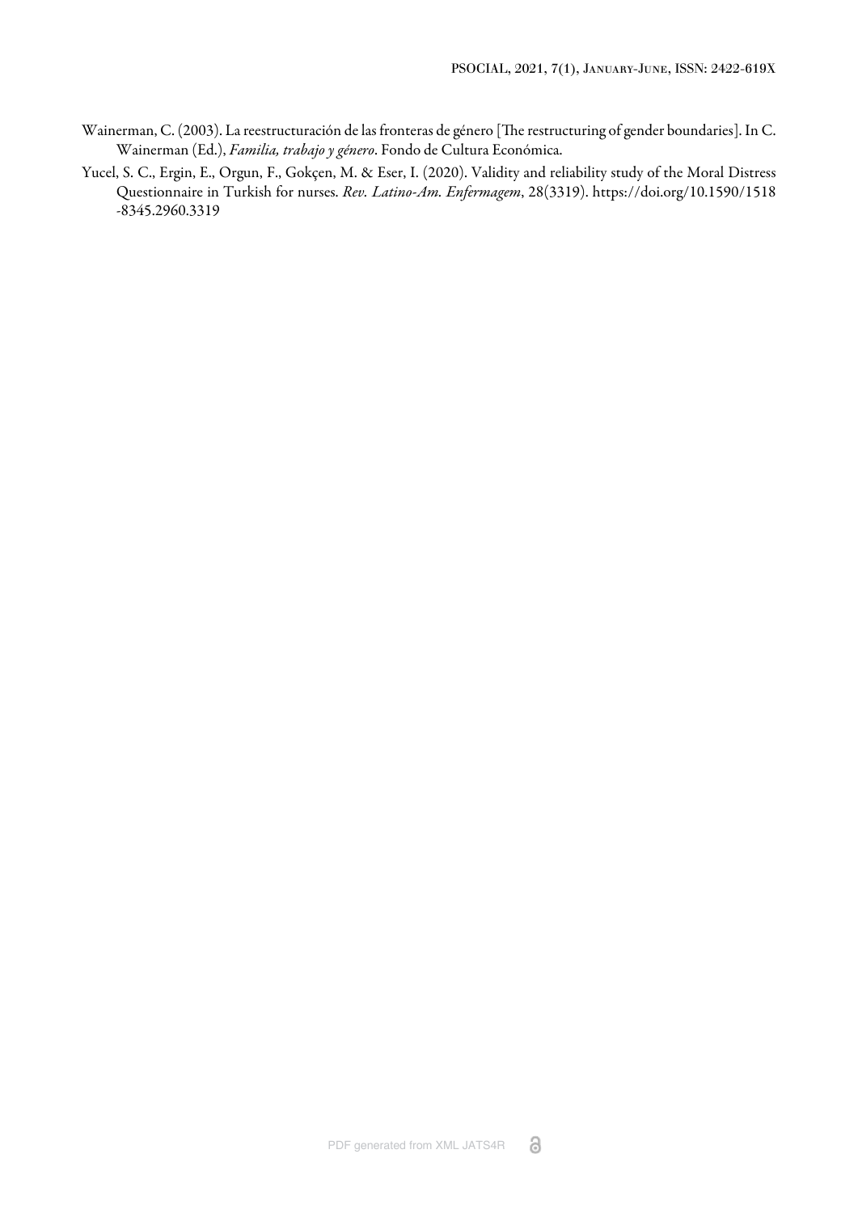Wainerman, C. (2003). La reestructuración de las fronteras de género [The restructuring of gender boundaries]. In C. Wainerman (Ed.), *Familia, trabajo y género*. Fondo de Cultura Económica.

Yucel, S. C., Ergin, E., Orgun, F., Gokçen, M. & Eser, I. (2020). Validity and reliability study of the Moral Distress Questionnaire in Turkish for nurses. *Rev. Latino-Am. Enfermagem*, 28(3319). https://doi.org/10.1590/1518-8345.2960.3319